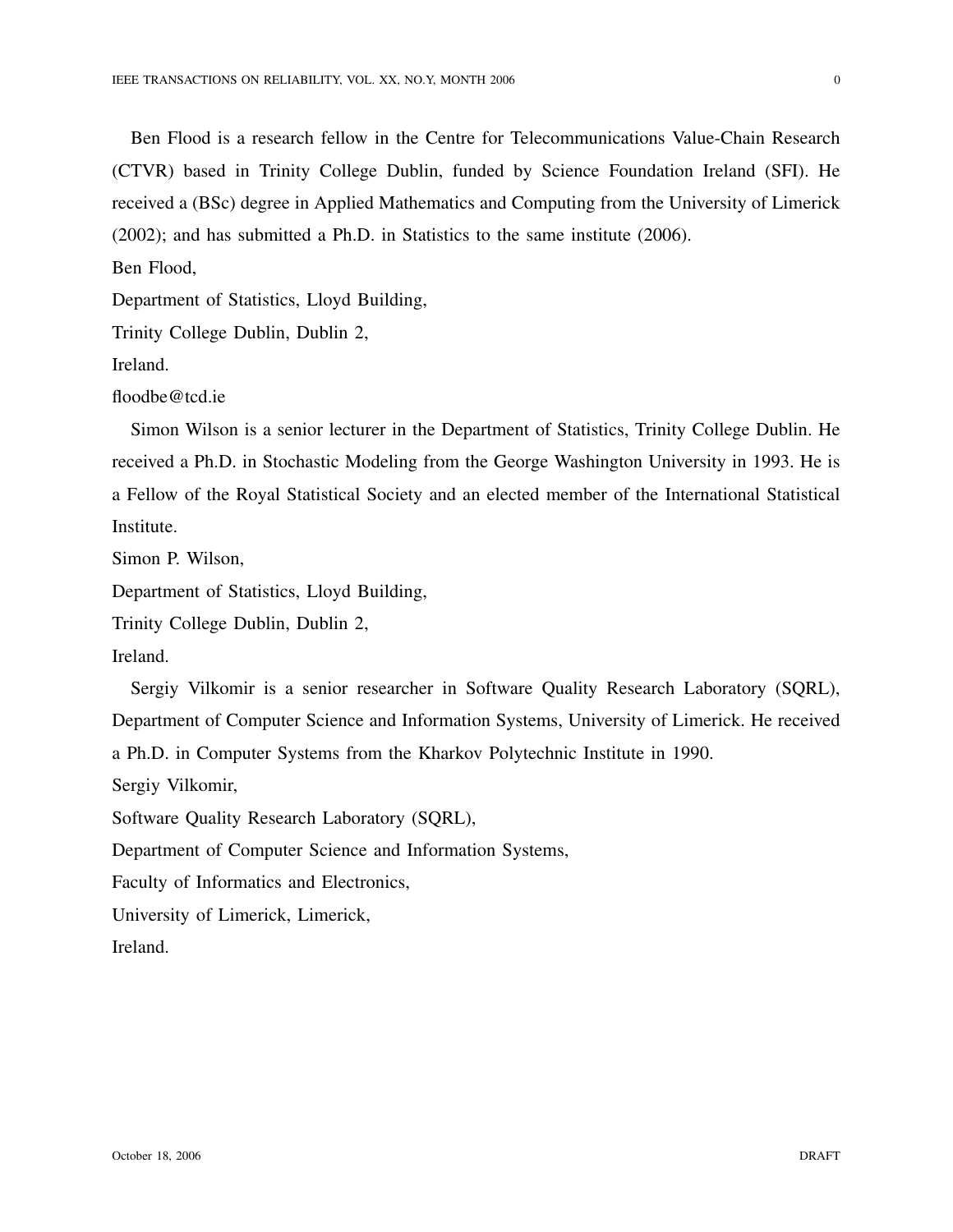Ben Flood is a research fellow in the Centre for Telecommunications Value-Chain Research (CTVR) based in Trinity College Dublin, funded by Science Foundation Ireland (SFI). He received a (BSc) degree in Applied Mathematics and Computing from the University of Limerick (2002); and has submitted a Ph.D. in Statistics to the same institute (2006).

Ben Flood,
Department of Statistics, Lloyd Building,
Trinity College Dublin, Dublin 2,
Ireland.
floodbe@tcd.ie

Simon Wilson is a senior lecturer in the Department of Statistics, Trinity College Dublin. He received a Ph.D. in Stochastic Modeling from the George Washington University in 1993. He is a Fellow of the Royal Statistical Society and an elected member of the International Statistical Institute.

Simon P. Wilson,
Department of Statistics, Lloyd Building,
Trinity College Dublin, Dublin 2,
Ireland.

Sergiy Vilkomir is a senior researcher in Software Quality Research Laboratory (SQRL), Department of Computer Science and Information Systems, University of Limerick. He received a Ph.D. in Computer Systems from the Kharkov Polytechnic Institute in 1990.

Sergiy Vilkomir,
Software Quality Research Laboratory (SQRL),
Department of Computer Science and Information Systems,
Faculty of Informatics and Electronics,
University of Limerick, Limerick,
Ireland.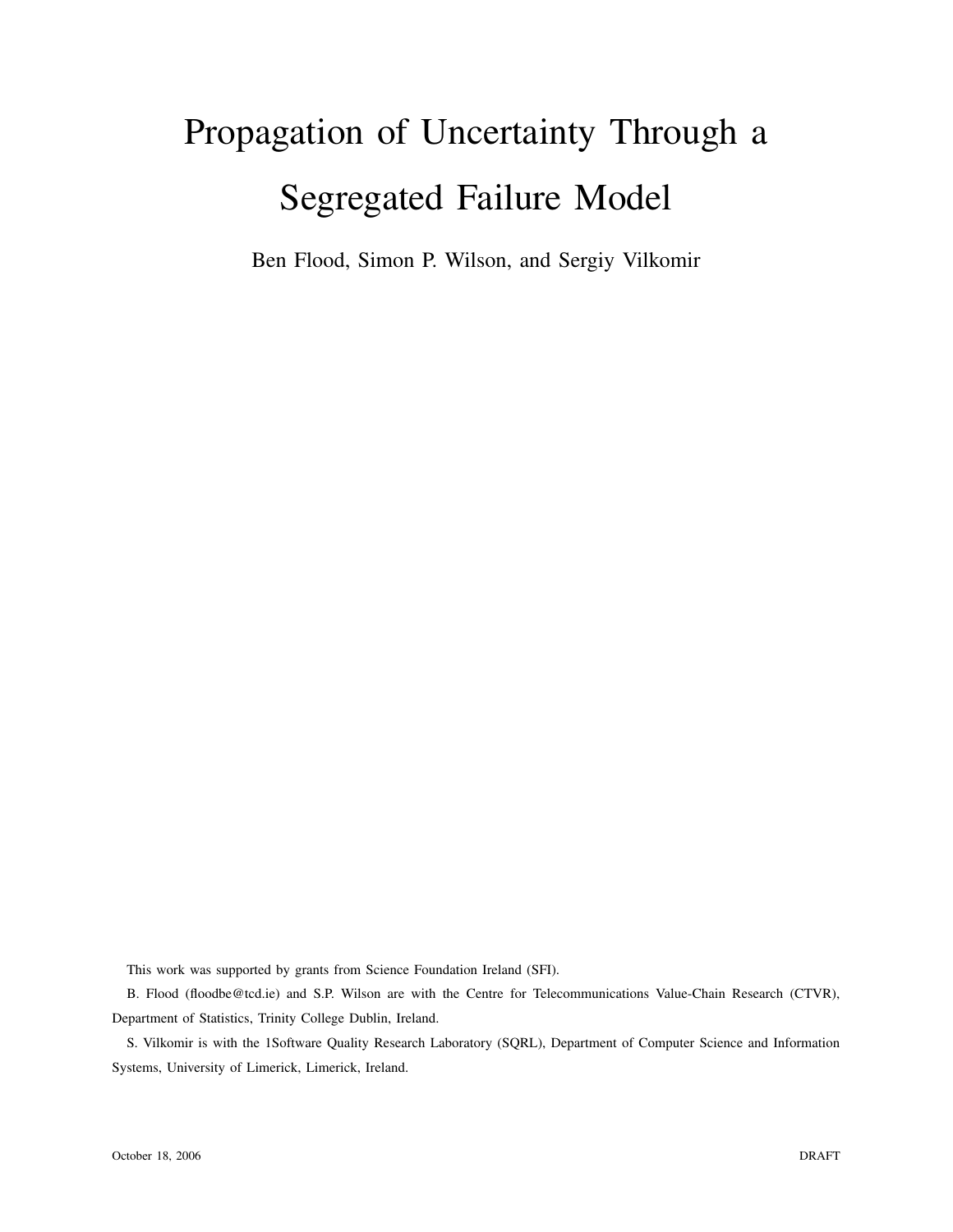# Propagation of Uncertainty Through a Segregated Failure Model

Ben Flood, Simon P. Wilson, and Sergiy Vilkomir

This work was supported by grants from Science Foundation Ireland (SFI).

B. Flood (floodbe@tcd.ie) and S.P. Wilson are with the Centre for Telecommunications Value-Chain Research (CTVR), Department of Statistics, Trinity College Dublin, Ireland.

S. Vilkomir is with the 1Software Quality Research Laboratory (SQRL), Department of Computer Science and Information Systems, University of Limerick, Limerick, Ireland.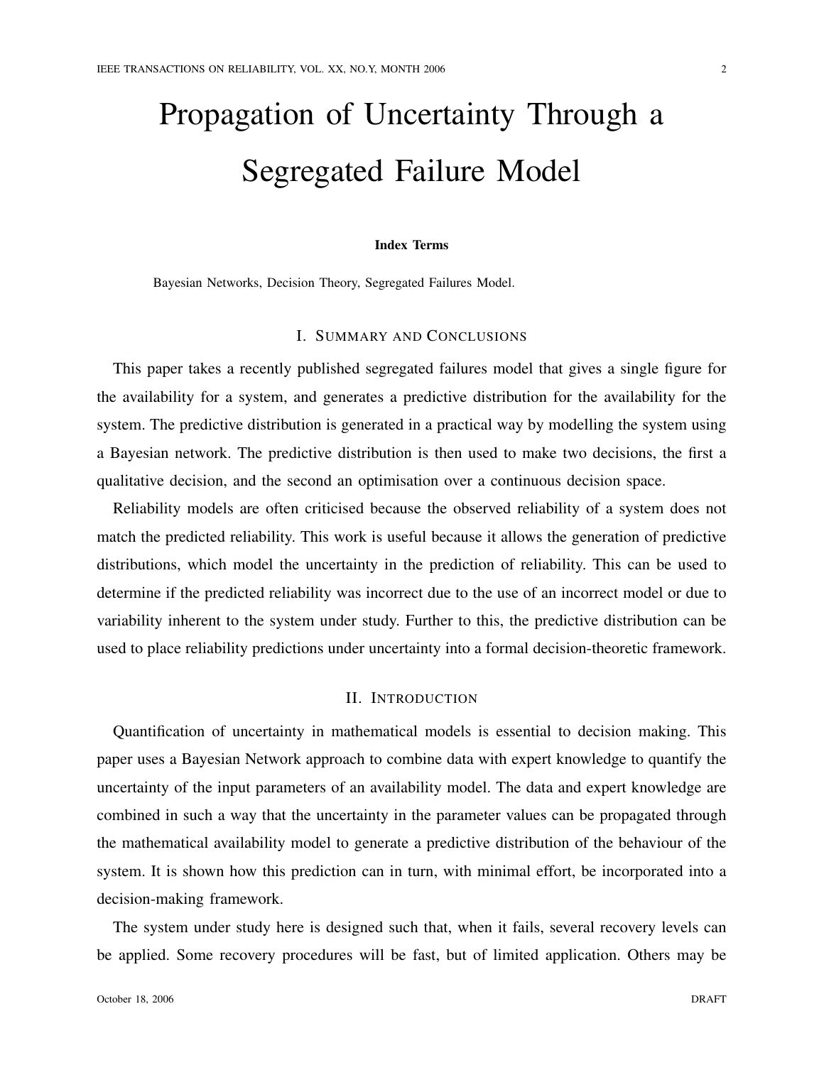# Propagation of Uncertainty Through a Segregated Failure Model

**Index Terms**

Bayesian Networks, Decision Theory, Segregated Failures Model.

## I. Summary and Conclusions

This paper takes a recently published segregated failures model that gives a single figure for the availability for a system, and generates a predictive distribution for the availability for the system. The predictive distribution is generated in a practical way by modelling the system using a Bayesian network. The predictive distribution is then used to make two decisions, the first a qualitative decision, and the second an optimisation over a continuous decision space.

Reliability models are often criticised because the observed reliability of a system does not match the predicted reliability. This work is useful because it allows the generation of predictive distributions, which model the uncertainty in the prediction of reliability. This can be used to determine if the predicted reliability was incorrect due to the use of an incorrect model or due to variability inherent to the system under study. Further to this, the predictive distribution can be used to place reliability predictions under uncertainty into a formal decision-theoretic framework.

## II. Introduction

Quantification of uncertainty in mathematical models is essential to decision making. This paper uses a Bayesian Network approach to combine data with expert knowledge to quantify the uncertainty of the input parameters of an availability model. The data and expert knowledge are combined in such a way that the uncertainty in the parameter values can be propagated through the mathematical availability model to generate a predictive distribution of the behaviour of the system. It is shown how this prediction can in turn, with minimal effort, be incorporated into a decision-making framework.

The system under study here is designed such that, when it fails, several recovery levels can be applied. Some recovery procedures will be fast, but of limited application. Others may be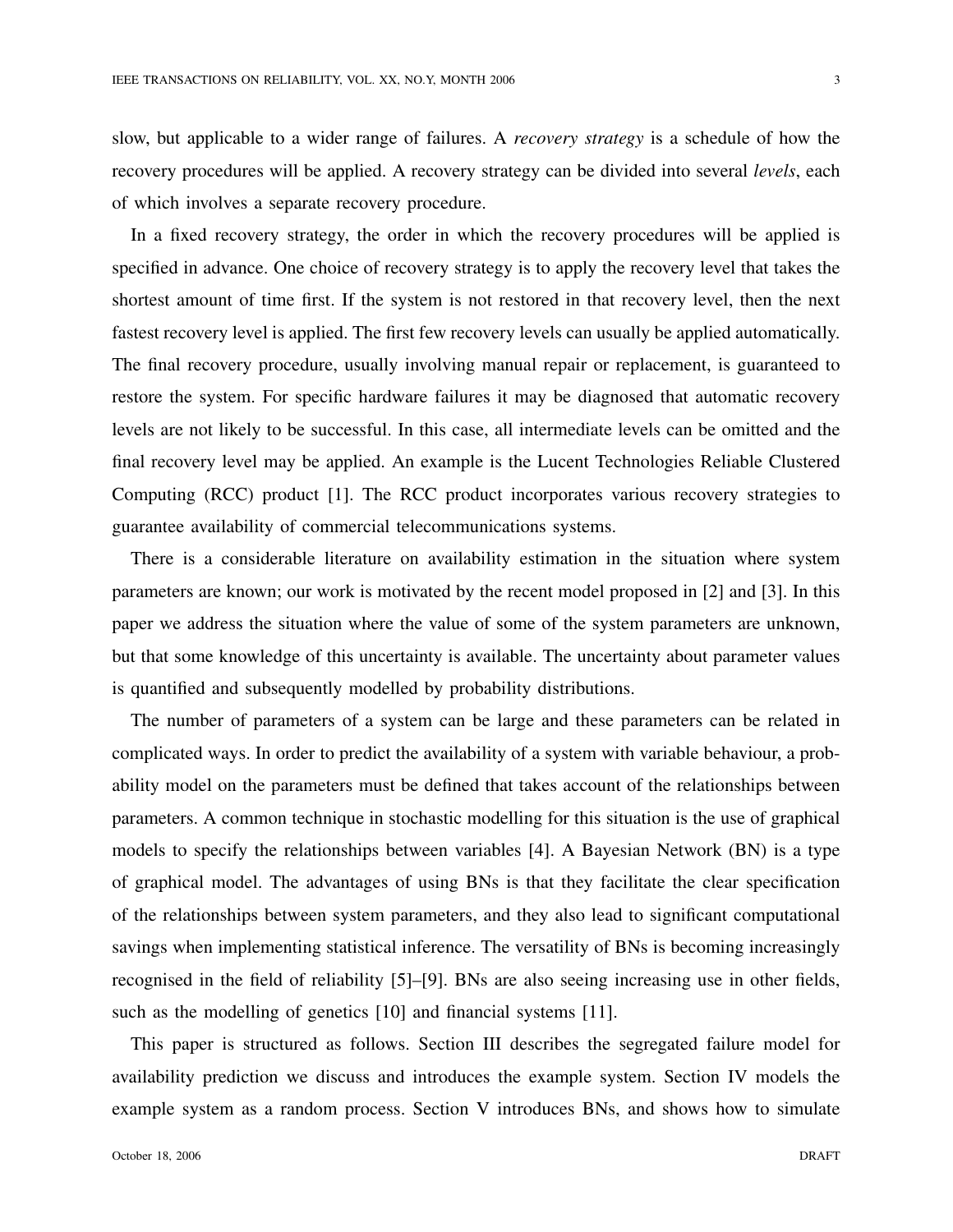slow, but applicable to a wider range of failures. A *recovery strategy* is a schedule of how the recovery procedures will be applied. A recovery strategy can be divided into several *levels*, each of which involves a separate recovery procedure.

In a fixed recovery strategy, the order in which the recovery procedures will be applied is specified in advance. One choice of recovery strategy is to apply the recovery level that takes the shortest amount of time first. If the system is not restored in that recovery level, then the next fastest recovery level is applied. The first few recovery levels can usually be applied automatically. The final recovery procedure, usually involving manual repair or replacement, is guaranteed to restore the system. For specific hardware failures it may be diagnosed that automatic recovery levels are not likely to be successful. In this case, all intermediate levels can be omitted and the final recovery level may be applied. An example is the Lucent Technologies Reliable Clustered Computing (RCC) product [1]. The RCC product incorporates various recovery strategies to guarantee availability of commercial telecommunications systems.

There is a considerable literature on availability estimation in the situation where system parameters are known; our work is motivated by the recent model proposed in [2] and [3]. In this paper we address the situation where the value of some of the system parameters are unknown, but that some knowledge of this uncertainty is available. The uncertainty about parameter values is quantified and subsequently modelled by probability distributions.

The number of parameters of a system can be large and these parameters can be related in complicated ways. In order to predict the availability of a system with variable behaviour, a probability model on the parameters must be defined that takes account of the relationships between parameters. A common technique in stochastic modelling for this situation is the use of graphical models to specify the relationships between variables [4]. A Bayesian Network (BN) is a type of graphical model. The advantages of using BNs is that they facilitate the clear specification of the relationships between system parameters, and they also lead to significant computational savings when implementing statistical inference. The versatility of BNs is becoming increasingly recognised in the field of reliability [5]–[9]. BNs are also seeing increasing use in other fields, such as the modelling of genetics [10] and financial systems [11].

This paper is structured as follows. Section III describes the segregated failure model for availability prediction we discuss and introduces the example system. Section IV models the example system as a random process. Section V introduces BNs, and shows how to simulate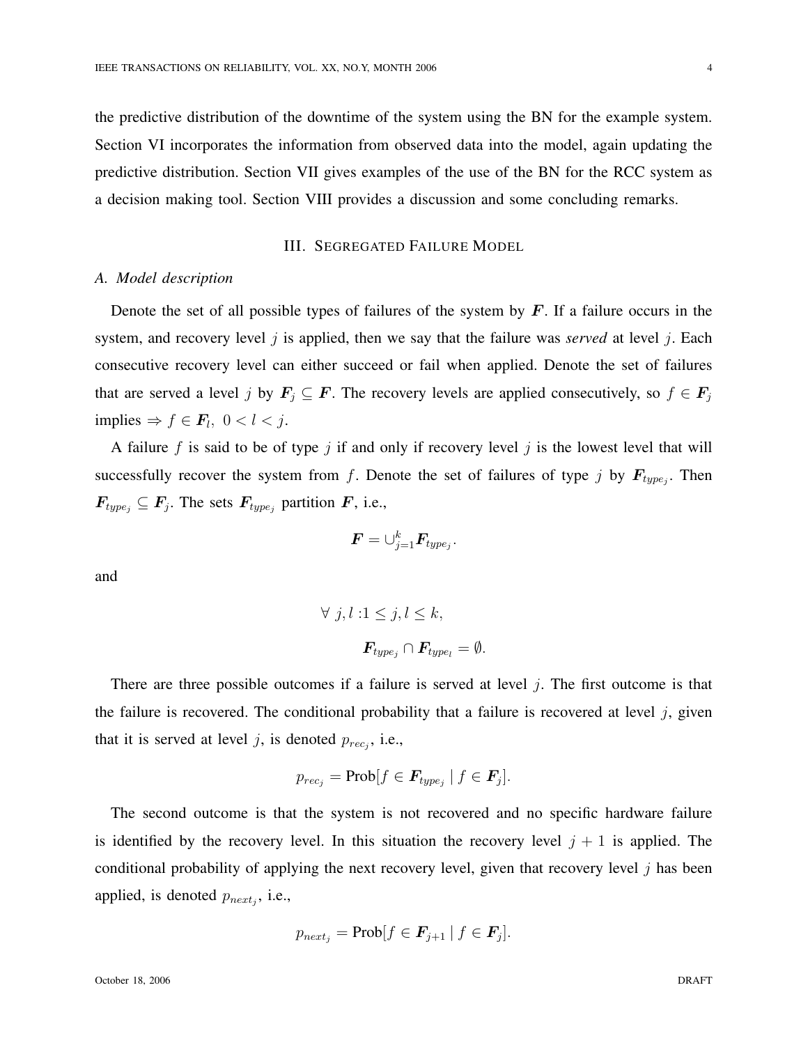the predictive distribution of the downtime of the system using the BN for the example system. Section VI incorporates the information from observed data into the model, again updating the predictive distribution. Section VII gives examples of the use of the BN for the RCC system as a decision making tool. Section VIII provides a discussion and some concluding remarks.

## III. Segregated Failure Model

### A. Model description

Denote the set of all possible types of failures of the system by $\boldsymbol{F}$. If a failure occurs in the system, and recovery level $j$ is applied, then we say that the failure was *served* at level $j$. Each consecutive recovery level can either succeed or fail when applied. Denote the set of failures that are served a level $j$ by $\boldsymbol{F}_j \subseteq \boldsymbol{F}$. The recovery levels are applied consecutively, so $f \in \boldsymbol{F}_j$ implies $\Rightarrow f \in \boldsymbol{F}_l,\ 0 < l < j$.

A failure $f$ is said to be of type $j$ if and only if recovery level $j$ is the lowest level that will successfully recover the system from $f$. Denote the set of failures of type $j$ by $\boldsymbol{F}_{type_j}$. Then $\boldsymbol{F}_{type_j} \subseteq \boldsymbol{F}_j$. The sets $\boldsymbol{F}_{type_j}$ partition $\boldsymbol{F}$, i.e.,

$$\boldsymbol{F} = \cup_{j=1}^{k} \boldsymbol{F}_{type_j}.$$

and

$$\forall\ j, l : 1 \leq j, l \leq k,$$

$$\boldsymbol{F}_{type_j} \cap \boldsymbol{F}_{type_l} = \emptyset.$$

There are three possible outcomes if a failure is served at level $j$. The first outcome is that the failure is recovered. The conditional probability that a failure is recovered at level $j$, given that it is served at level $j$, is denoted $p_{rec_j}$, i.e.,

$$p_{rec_j} = \text{Prob}[f \in \boldsymbol{F}_{type_j} \mid f \in \boldsymbol{F}_j].$$

The second outcome is that the system is not recovered and no specific hardware failure is identified by the recovery level. In this situation the recovery level $j+1$ is applied. The conditional probability of applying the next recovery level, given that recovery level $j$ has been applied, is denoted $p_{next_j}$, i.e.,

$$p_{next_j} = \text{Prob}[f \in \boldsymbol{F}_{j+1} \mid f \in \boldsymbol{F}_j].$$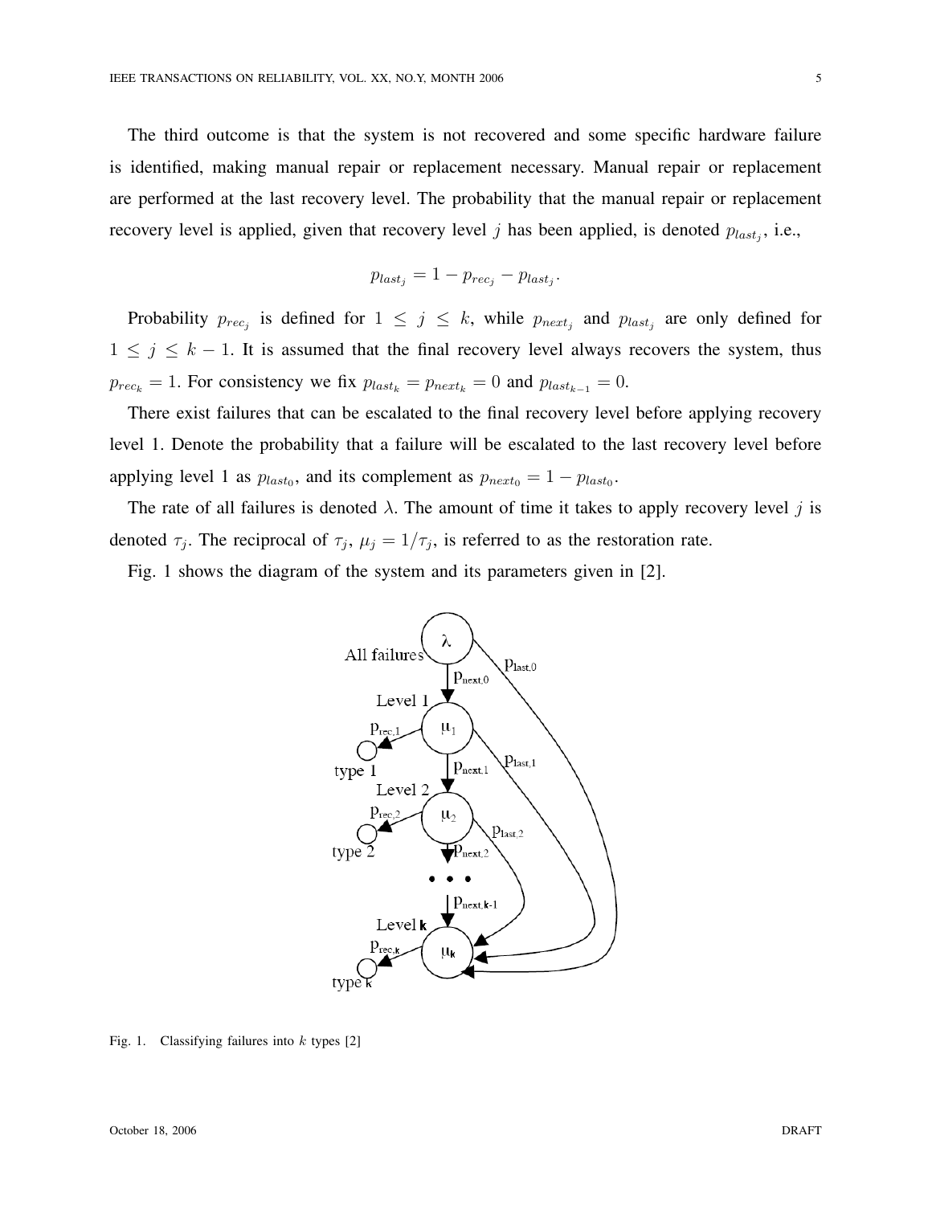The third outcome is that the system is not recovered and some specific hardware failure is identified, making manual repair or replacement necessary. Manual repair or replacement are performed at the last recovery level. The probability that the manual repair or replacement recovery level is applied, given that recovery level $j$ has been applied, is denoted $p_{last_j}$, i.e.,

$$p_{last_j} = 1 - p_{rec_j} - p_{last_j}.$$

Probability $p_{rec_j}$ is defined for $1 \leq j \leq k$, while $p_{next_j}$ and $p_{last_j}$ are only defined for $1 \leq j \leq k-1$. It is assumed that the final recovery level always recovers the system, thus $p_{rec_k} = 1$. For consistency we fix $p_{last_k} = p_{next_k} = 0$ and $p_{last_{k-1}} = 0$.

There exist failures that can be escalated to the final recovery level before applying recovery level 1. Denote the probability that a failure will be escalated to the last recovery level before applying level 1 as $p_{last_0}$, and its complement as $p_{next_0} = 1 - p_{last_0}$.

The rate of all failures is denoted $\lambda$. The amount of time it takes to apply recovery level $j$ is denoted $\tau_j$. The reciprocal of $\tau_j$, $\mu_j = 1/\tau_j$, is referred to as the restoration rate.

Fig. 1 shows the diagram of the system and its parameters given in [2].

Fig. 1. Classifying failures into $k$ types [2]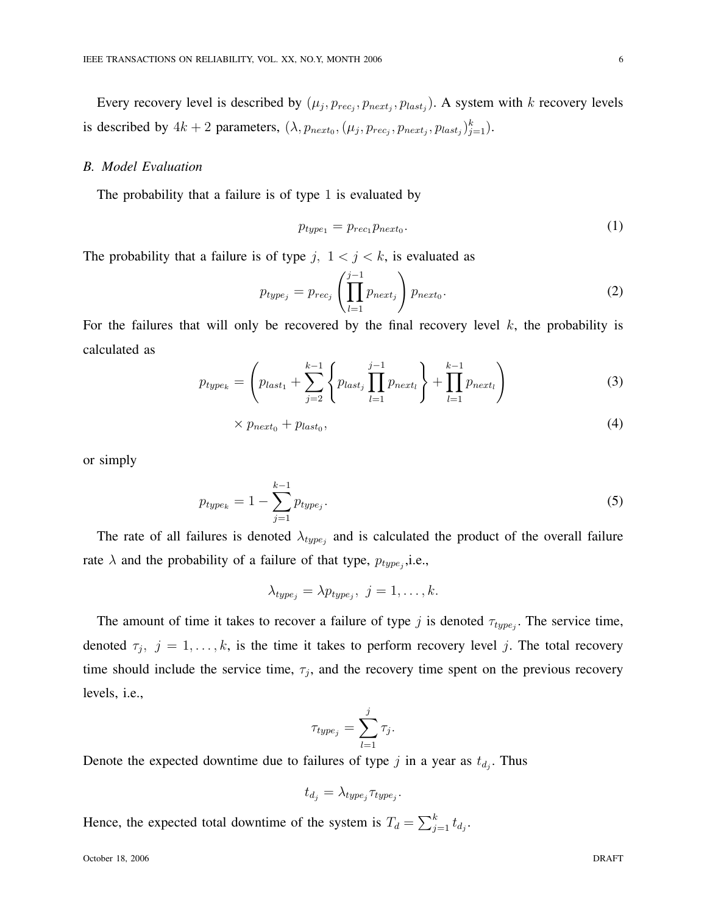Every recovery level is described by $(\mu_j, p_{rec_j}, p_{next_j}, p_{last_j})$. A system with $k$ recovery levels is described by $4k+2$ parameters, $(\lambda, p_{next_0}, (\mu_j, p_{rec_j}, p_{next_j}, p_{last_j})_{j=1}^{k})$.

### B. Model Evaluation

The probability that a failure is of type 1 is evaluated by

$$p_{type_1} = p_{rec_1} p_{next_0}. \tag{1}$$

The probability that a failure is of type $j,\ 1 < j < k$, is evaluated as

$$p_{type_j} = p_{rec_j} \left( \prod_{l=1}^{j-1} p_{next_j} \right) p_{next_0}. \tag{2}$$

For the failures that will only be recovered by the final recovery level $k$, the probability is calculated as

$$p_{type_k} = \left( p_{last_1} + \sum_{j=2}^{k-1} \left\{ p_{last_j} \prod_{l=1}^{j-1} p_{next_l} \right\} + \prod_{l=1}^{k-1} p_{next_l} \right) \tag{3}$$

$$\times\, p_{next_0} + p_{last_0}, \tag{4}$$

or simply

$$p_{type_k} = 1 - \sum_{j=1}^{k-1} p_{type_j}. \tag{5}$$

The rate of all failures is denoted $\lambda_{type_j}$ and is calculated the product of the overall failure rate $\lambda$ and the probability of a failure of that type, $p_{type_j}$,i.e.,

$$\lambda_{type_j} = \lambda p_{type_j},\ j = 1, \ldots, k.$$

The amount of time it takes to recover a failure of type $j$ is denoted $\tau_{type_j}$. The service time, denoted $\tau_j,\ j = 1, \ldots, k$, is the time it takes to perform recovery level $j$. The total recovery time should include the service time, $\tau_j$, and the recovery time spent on the previous recovery levels, i.e.,

$$\tau_{type_j} = \sum_{l=1}^{j} \tau_j.$$

Denote the expected downtime due to failures of type $j$ in a year as $t_{d_j}$. Thus

$$t_{d_j} = \lambda_{type_j} \tau_{type_j}.$$

Hence, the expected total downtime of the system is $T_d = \sum_{j=1}^{k} t_{d_j}$.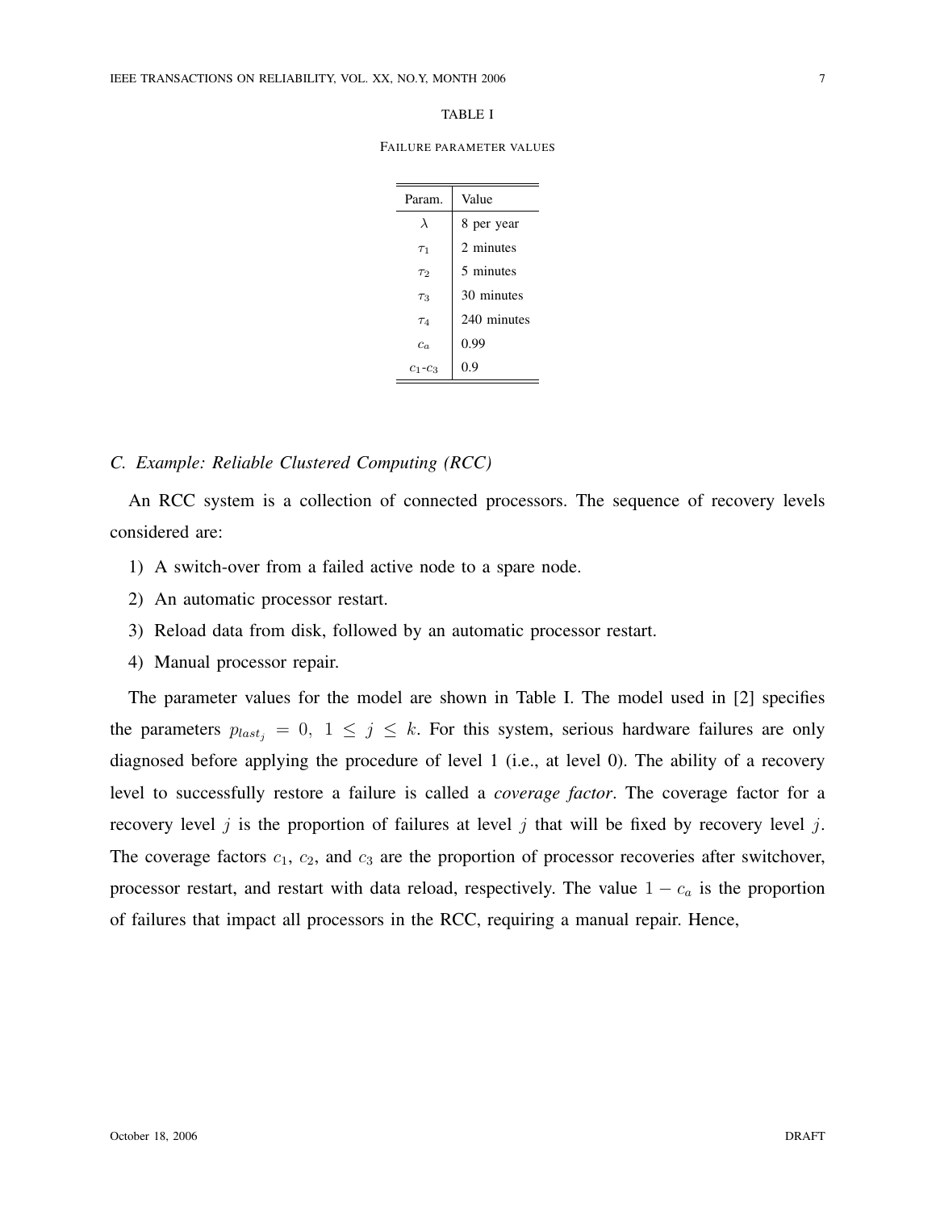TABLE I

FAILURE PARAMETER VALUES

| Param. | Value |
|---|---|
| $\lambda$ | 8 per year |
| $\tau_1$ | 2 minutes |
| $\tau_2$ | 5 minutes |
| $\tau_3$ | 30 minutes |
| $\tau_4$ | 240 minutes |
| $c_a$ | 0.99 |
| $c_1$-$c_3$ | 0.9 |

### C. Example: Reliable Clustered Computing (RCC)

An RCC system is a collection of connected processors. The sequence of recovery levels considered are:

1) A switch-over from a failed active node to a spare node.
2) An automatic processor restart.
3) Reload data from disk, followed by an automatic processor restart.
4) Manual processor repair.

The parameter values for the model are shown in Table I. The model used in [2] specifies the parameters $p_{last_j} = 0, \ 1 \leq j \leq k$. For this system, serious hardware failures are only diagnosed before applying the procedure of level 1 (i.e., at level 0). The ability of a recovery level to successfully restore a failure is called a *coverage factor*. The coverage factor for a recovery level $j$ is the proportion of failures at level $j$ that will be fixed by recovery level $j$. The coverage factors $c_1$, $c_2$, and $c_3$ are the proportion of processor recoveries after switchover, processor restart, and restart with data reload, respectively. The value $1 - c_a$ is the proportion of failures that impact all processors in the RCC, requiring a manual repair. Hence,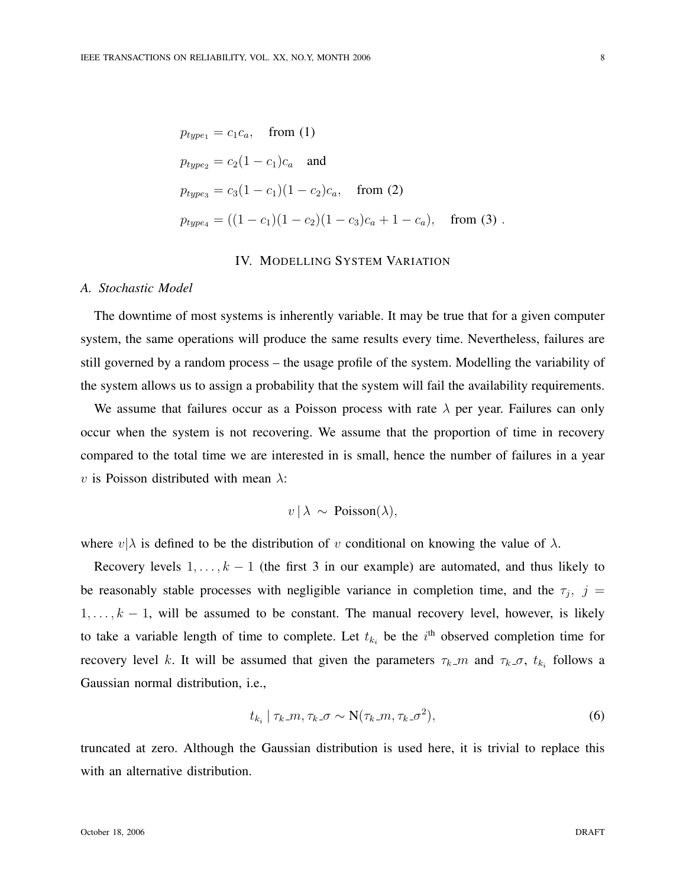$$
\begin{aligned}
p_{type_1} &= c_1 c_a, \quad \text{from (1)} \\
p_{type_2} &= c_2(1-c_1)c_a \quad \text{and} \\
p_{type_3} &= c_3(1-c_1)(1-c_2)c_a, \quad \text{from (2)} \\
p_{type_4} &= ((1-c_1)(1-c_2)(1-c_3)c_a + 1 - c_a), \quad \text{from (3)} .
\end{aligned}
$$

## IV. Modelling System Variation

### A. Stochastic Model

The downtime of most systems is inherently variable. It may be true that for a given computer system, the same operations will produce the same results every time. Nevertheless, failures are still governed by a random process – the usage profile of the system. Modelling the variability of the system allows us to assign a probability that the system will fail the availability requirements.

We assume that failures occur as a Poisson process with rate $\lambda$ per year. Failures can only occur when the system is not recovering. We assume that the proportion of time in recovery compared to the total time we are interested in is small, hence the number of failures in a year $v$ is Poisson distributed with mean $\lambda$:

$$
v \,|\, \lambda \;\sim\; \text{Poisson}(\lambda),
$$

where $v|\lambda$ is defined to be the distribution of $v$ conditional on knowing the value of $\lambda$.

Recovery levels $1, \ldots, k-1$ (the first 3 in our example) are automated, and thus likely to be reasonably stable processes with negligible variance in completion time, and the $\tau_j,\ j = 1, \ldots, k-1$, will be assumed to be constant. The manual recovery level, however, is likely to take a variable length of time to complete. Let $t_{k_i}$ be the $i^{\text{th}}$ observed completion time for recovery level $k$. It will be assumed that given the parameters $\tau_k\_m$ and $\tau_k\_\sigma$, $t_{k_i}$ follows a Gaussian normal distribution, i.e.,

$$
t_{k_i} \,|\, \tau_k\_m, \tau_k\_\sigma \sim \text{N}(\tau_k\_m, \tau_k\_\sigma^2), \tag{6}
$$

truncated at zero. Although the Gaussian distribution is used here, it is trivial to replace this with an alternative distribution.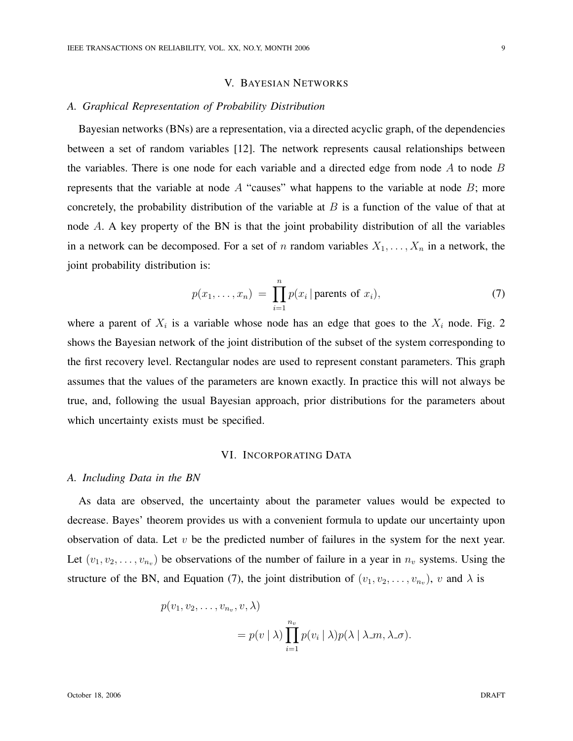# V. Bayesian Networks

## A. Graphical Representation of Probability Distribution

Bayesian networks (BNs) are a representation, via a directed acyclic graph, of the dependencies between a set of random variables [12]. The network represents causal relationships between the variables. There is one node for each variable and a directed edge from node $A$ to node $B$ represents that the variable at node $A$ "causes" what happens to the variable at node $B$; more concretely, the probability distribution of the variable at $B$ is a function of the value of that at node $A$. A key property of the BN is that the joint probability distribution of all the variables in a network can be decomposed. For a set of $n$ random variables $X_1, \ldots, X_n$ in a network, the joint probability distribution is:

$$p(x_1, \ldots, x_n) \;=\; \prod_{i=1}^{n} p(x_i \,|\, \text{parents of } x_i), \tag{7}$$

where a parent of $X_i$ is a variable whose node has an edge that goes to the $X_i$ node. Fig. 2 shows the Bayesian network of the joint distribution of the subset of the system corresponding to the first recovery level. Rectangular nodes are used to represent constant parameters. This graph assumes that the values of the parameters are known exactly. In practice this will not always be true, and, following the usual Bayesian approach, prior distributions for the parameters about which uncertainty exists must be specified.

# VI. Incorporating Data

## A. Including Data in the BN

As data are observed, the uncertainty about the parameter values would be expected to decrease. Bayes' theorem provides us with a convenient formula to update our uncertainty upon observation of data. Let $v$ be the predicted number of failures in the system for the next year. Let $(v_1, v_2, \ldots, v_{n_v})$ be observations of the number of failure in a year in $n_v$ systems. Using the structure of the BN, and Equation (7), the joint distribution of $(v_1, v_2, \ldots, v_{n_v})$, $v$ and $\lambda$ is

$$p(v_1, v_2, \ldots, v_{n_v}, v, \lambda)$$

$$= p(v \mid \lambda) \prod_{i=1}^{n_v} p(v_i \mid \lambda) p(\lambda \mid \lambda\_m, \lambda\_\sigma).$$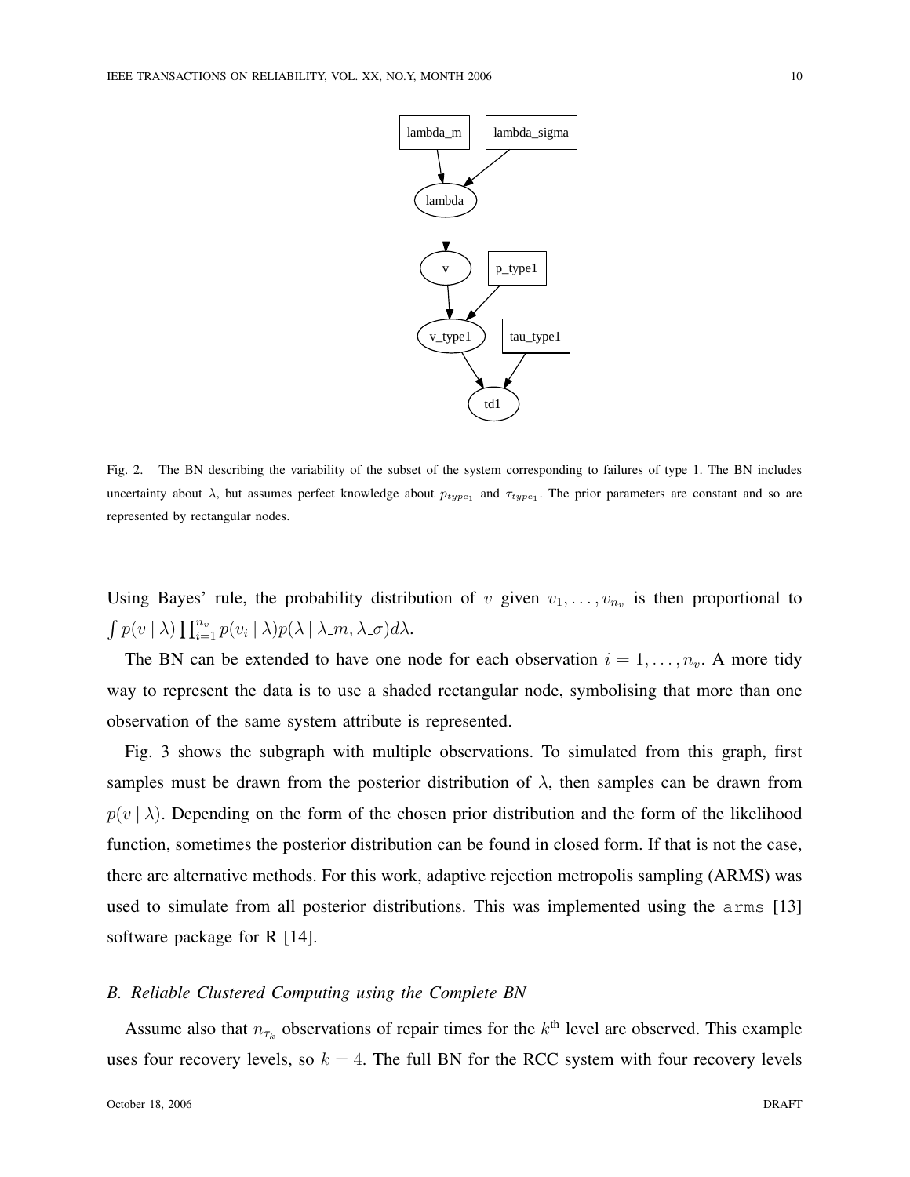Fig. 2. The BN describing the variability of the subset of the system corresponding to failures of type 1. The BN includes uncertainty about $\lambda$, but assumes perfect knowledge about $p_{type_1}$ and $\tau_{type_1}$. The prior parameters are constant and so are represented by rectangular nodes.

Using Bayes' rule, the probability distribution of $v$ given $v_1, \ldots, v_{n_v}$ is then proportional to $\int p(v \mid \lambda) \prod_{i=1}^{n_v} p(v_i \mid \lambda) p(\lambda \mid \lambda\_m, \lambda\_\sigma) d\lambda$.

The BN can be extended to have one node for each observation $i = 1, \ldots, n_v$. A more tidy way to represent the data is to use a shaded rectangular node, symbolising that more than one observation of the same system attribute is represented.

Fig. 3 shows the subgraph with multiple observations. To simulated from this graph, first samples must be drawn from the posterior distribution of $\lambda$, then samples can be drawn from $p(v \mid \lambda)$. Depending on the form of the chosen prior distribution and the form of the likelihood function, sometimes the posterior distribution can be found in closed form. If that is not the case, there are alternative methods. For this work, adaptive rejection metropolis sampling (ARMS) was used to simulate from all posterior distributions. This was implemented using the `arms` [13] software package for R [14].

### *B. Reliable Clustered Computing using the Complete BN*

Assume also that $n_{\tau_k}$ observations of repair times for the $k^{\text{th}}$ level are observed. This example uses four recovery levels, so $k = 4$. The full BN for the RCC system with four recovery levels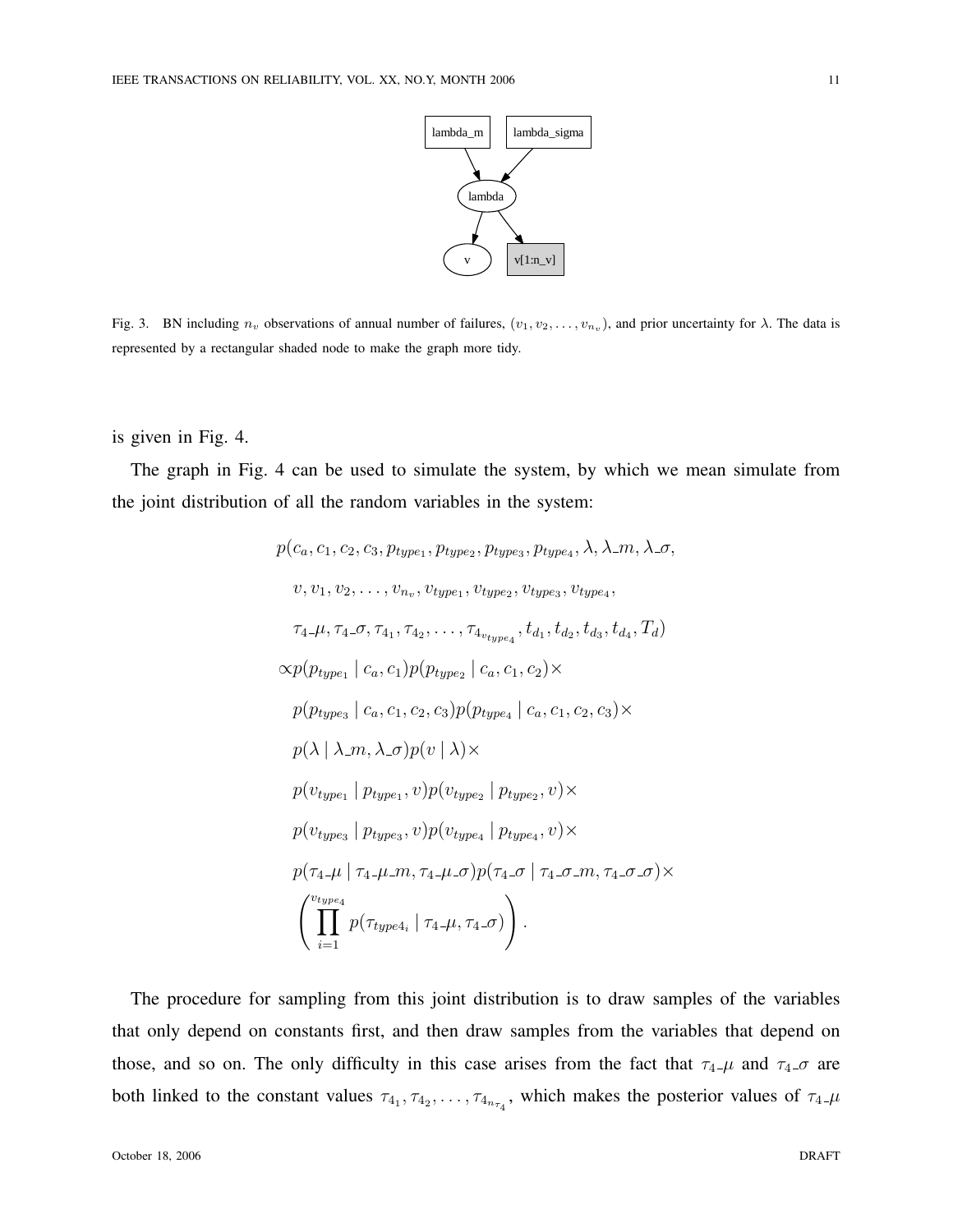Fig. 3. BN including $n_v$ observations of annual number of failures, $(v_1, v_2, \ldots, v_{n_v})$, and prior uncertainty for $\lambda$. The data is represented by a rectangular shaded node to make the graph more tidy.

is given in Fig. 4.

The graph in Fig. 4 can be used to simulate the system, by which we mean simulate from the joint distribution of all the random variables in the system:

$$
\begin{aligned}
&p(c_a, c_1, c_2, c_3, p_{type_1}, p_{type_2}, p_{type_3}, p_{type_4}, \lambda, \lambda\_m, \lambda\_\sigma,\\
&\quad v, v_1, v_2, \ldots, v_{n_v}, v_{type_1}, v_{type_2}, v_{type_3}, v_{type_4},\\
&\quad \tau_4\_\mu, \tau_4\_\sigma, \tau_{4_1}, \tau_{4_2}, \ldots, \tau_{4_{v_{type_4}}}, t_{d_1}, t_{d_2}, t_{d_3}, t_{d_4}, T_d)\\
&\propto p(p_{type_1} \mid c_a, c_1) p(p_{type_2} \mid c_a, c_1, c_2) \times\\
&\quad p(p_{type_3} \mid c_a, c_1, c_2, c_3) p(p_{type_4} \mid c_a, c_1, c_2, c_3) \times\\
&\quad p(\lambda \mid \lambda\_m, \lambda\_\sigma) p(v \mid \lambda) \times\\
&\quad p(v_{type_1} \mid p_{type_1}, v) p(v_{type_2} \mid p_{type_2}, v) \times\\
&\quad p(v_{type_3} \mid p_{type_3}, v) p(v_{type_4} \mid p_{type_4}, v) \times\\
&\quad p(\tau_4\_\mu \mid \tau_4\_\mu\_m, \tau_4\_\mu\_\sigma) p(\tau_4\_\sigma \mid \tau_4\_\sigma\_m, \tau_4\_\sigma\_\sigma) \times\\
&\quad \left( \prod_{i=1}^{v_{type_4}} p(\tau_{type4_i} \mid \tau_4\_\mu, \tau_4\_\sigma) \right).
\end{aligned}
$$

The procedure for sampling from this joint distribution is to draw samples of the variables that only depend on constants first, and then draw samples from the variables that depend on those, and so on. The only difficulty in this case arises from the fact that $\tau_4\_\mu$ and $\tau_4\_\sigma$ are both linked to the constant values $\tau_{4_1}, \tau_{4_2}, \ldots, \tau_{4_{n_{\tau_4}}}$, which makes the posterior values of $\tau_4\_\mu$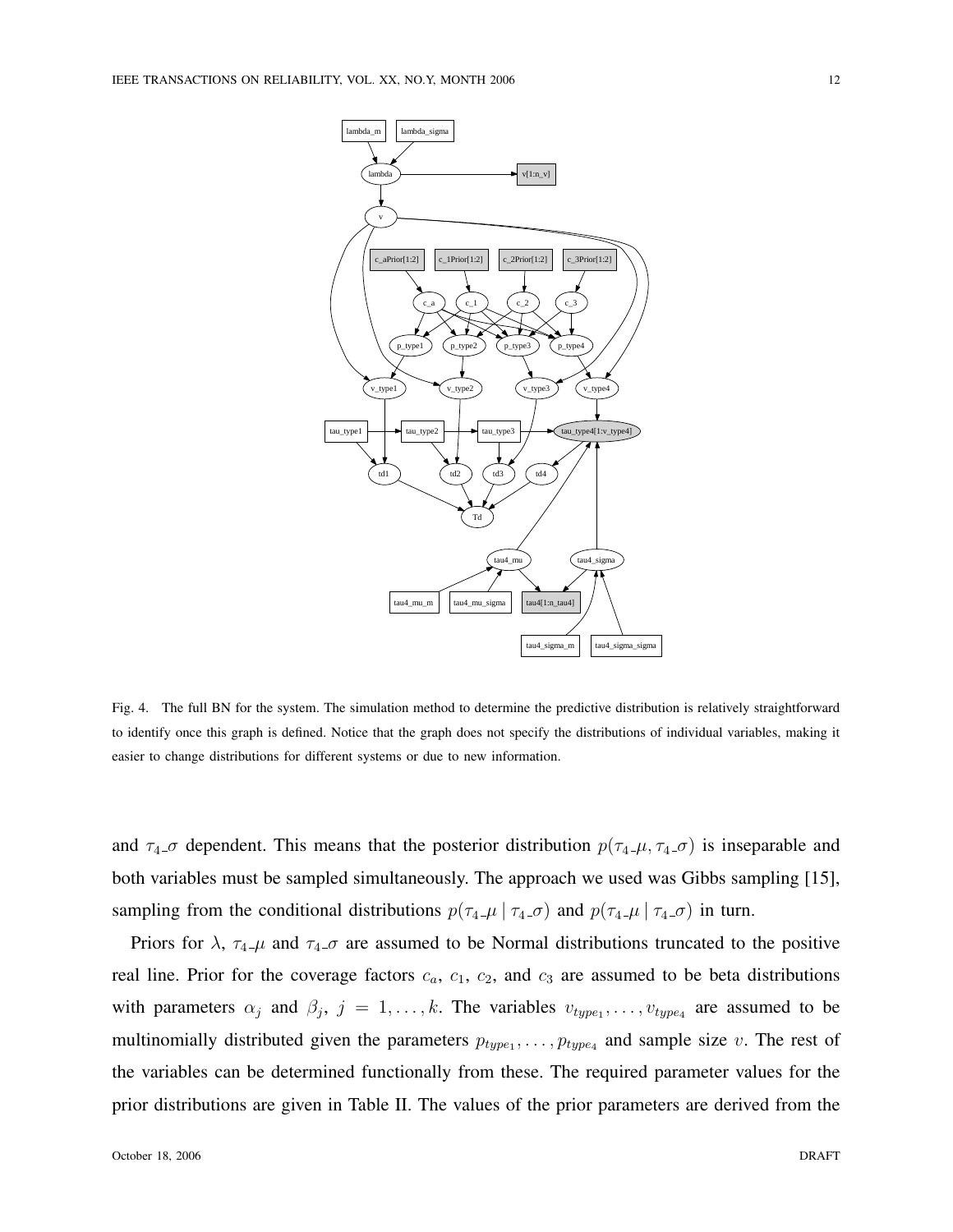Fig. 4. The full BN for the system. The simulation method to determine the predictive distribution is relatively straightforward to identify once this graph is defined. Notice that the graph does not specify the distributions of individual variables, making it easier to change distributions for different systems or due to new information.

and $\tau_4\_\sigma$ dependent. This means that the posterior distribution $p(\tau_4\_\mu, \tau_4\_\sigma)$ is inseparable and both variables must be sampled simultaneously. The approach we used was Gibbs sampling [15], sampling from the conditional distributions $p(\tau_4\_\mu \mid \tau_4\_\sigma)$ and $p(\tau_4\_\mu \mid \tau_4\_\sigma)$ in turn.

Priors for $\lambda$, $\tau_4\_\mu$ and $\tau_4\_\sigma$ are assumed to be Normal distributions truncated to the positive real line. Prior for the coverage factors $c_a$, $c_1$, $c_2$, and $c_3$ are assumed to be beta distributions with parameters $\alpha_j$ and $\beta_j$, $j = 1, \ldots, k$. The variables $v_{type_1}, \ldots, v_{type_4}$ are assumed to be multinomially distributed given the parameters $p_{type_1}, \ldots, p_{type_4}$ and sample size $v$. The rest of the variables can be determined functionally from these. The required parameter values for the prior distributions are given in Table II. The values of the prior parameters are derived from the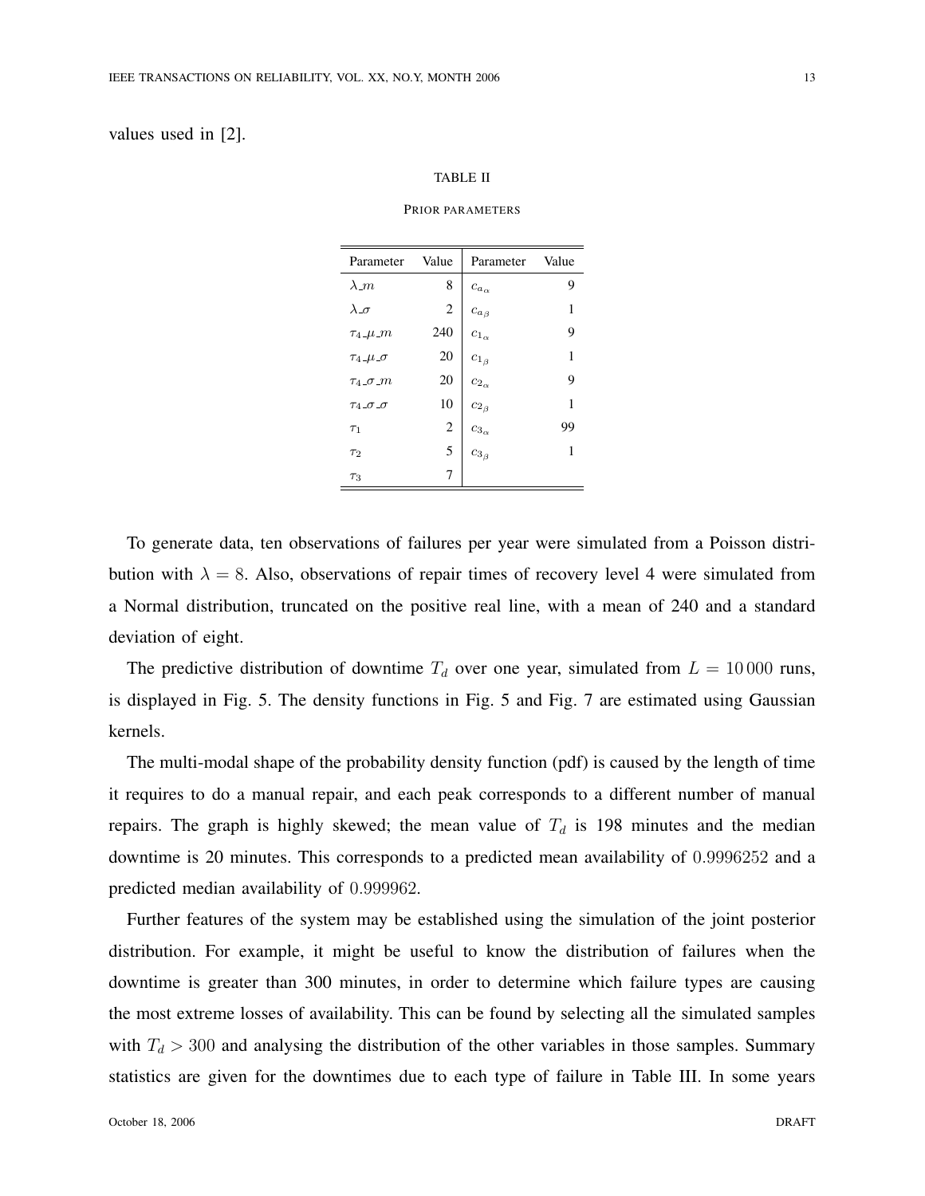values used in [2].

TABLE II

PRIOR PARAMETERS

| Parameter | Value | Parameter | Value |
|---|---|---|---|
| $\lambda\_m$ | 8 | $c_{a_\alpha}$ | 9 |
| $\lambda\_\sigma$ | 2 | $c_{a_\beta}$ | 1 |
| $\tau_4\_\mu\_m$ | 240 | $c_{1_\alpha}$ | 9 |
| $\tau_4\_\mu\_\sigma$ | 20 | $c_{1_\beta}$ | 1 |
| $\tau_4\_\sigma\_m$ | 20 | $c_{2_\alpha}$ | 9 |
| $\tau_4\_\sigma\_\sigma$ | 10 | $c_{2_\beta}$ | 1 |
| $\tau_1$ | 2 | $c_{3_\alpha}$ | 99 |
| $\tau_2$ | 5 | $c_{3_\beta}$ | 1 |
| $\tau_3$ | 7 | | |

To generate data, ten observations of failures per year were simulated from a Poisson distribution with $\lambda = 8$. Also, observations of repair times of recovery level 4 were simulated from a Normal distribution, truncated on the positive real line, with a mean of 240 and a standard deviation of eight.

The predictive distribution of downtime $T_d$ over one year, simulated from $L = 10\,000$ runs, is displayed in Fig. 5. The density functions in Fig. 5 and Fig. 7 are estimated using Gaussian kernels.

The multi-modal shape of the probability density function (pdf) is caused by the length of time it requires to do a manual repair, and each peak corresponds to a different number of manual repairs. The graph is highly skewed; the mean value of $T_d$ is 198 minutes and the median downtime is 20 minutes. This corresponds to a predicted mean availability of $0.9996252$ and a predicted median availability of $0.999962$.

Further features of the system may be established using the simulation of the joint posterior distribution. For example, it might be useful to know the distribution of failures when the downtime is greater than 300 minutes, in order to determine which failure types are causing the most extreme losses of availability. This can be found by selecting all the simulated samples with $T_d > 300$ and analysing the distribution of the other variables in those samples. Summary statistics are given for the downtimes due to each type of failure in Table III. In some years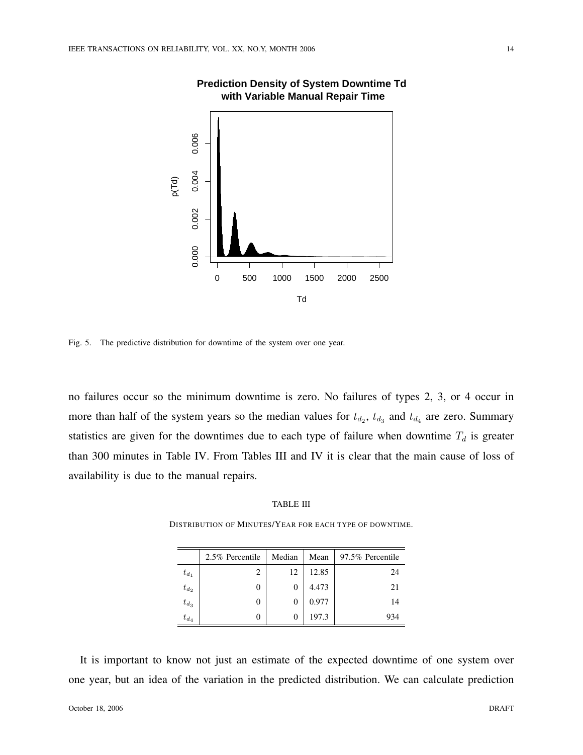Fig. 5. The predictive distribution for downtime of the system over one year.

no failures occur so the minimum downtime is zero. No failures of types 2, 3, or 4 occur in more than half of the system years so the median values for $t_{d_2}$, $t_{d_3}$ and $t_{d_4}$ are zero. Summary statistics are given for the downtimes due to each type of failure when downtime $T_d$ is greater than 300 minutes in Table IV. From Tables III and IV it is clear that the main cause of loss of availability is due to the manual repairs.

TABLE III

DISTRIBUTION OF MINUTES/YEAR FOR EACH TYPE OF DOWNTIME.

| | 2.5% Percentile | Median | Mean | 97.5% Percentile |
|---|---|---|---|---|
| $t_{d_1}$ | 2 | 12 | 12.85 | 24 |
| $t_{d_2}$ | 0 | 0 | 4.473 | 21 |
| $t_{d_3}$ | 0 | 0 | 0.977 | 14 |
| $t_{d_4}$ | 0 | 0 | 197.3 | 934 |

It is important to know not just an estimate of the expected downtime of one system over one year, but an idea of the variation in the predicted distribution. We can calculate prediction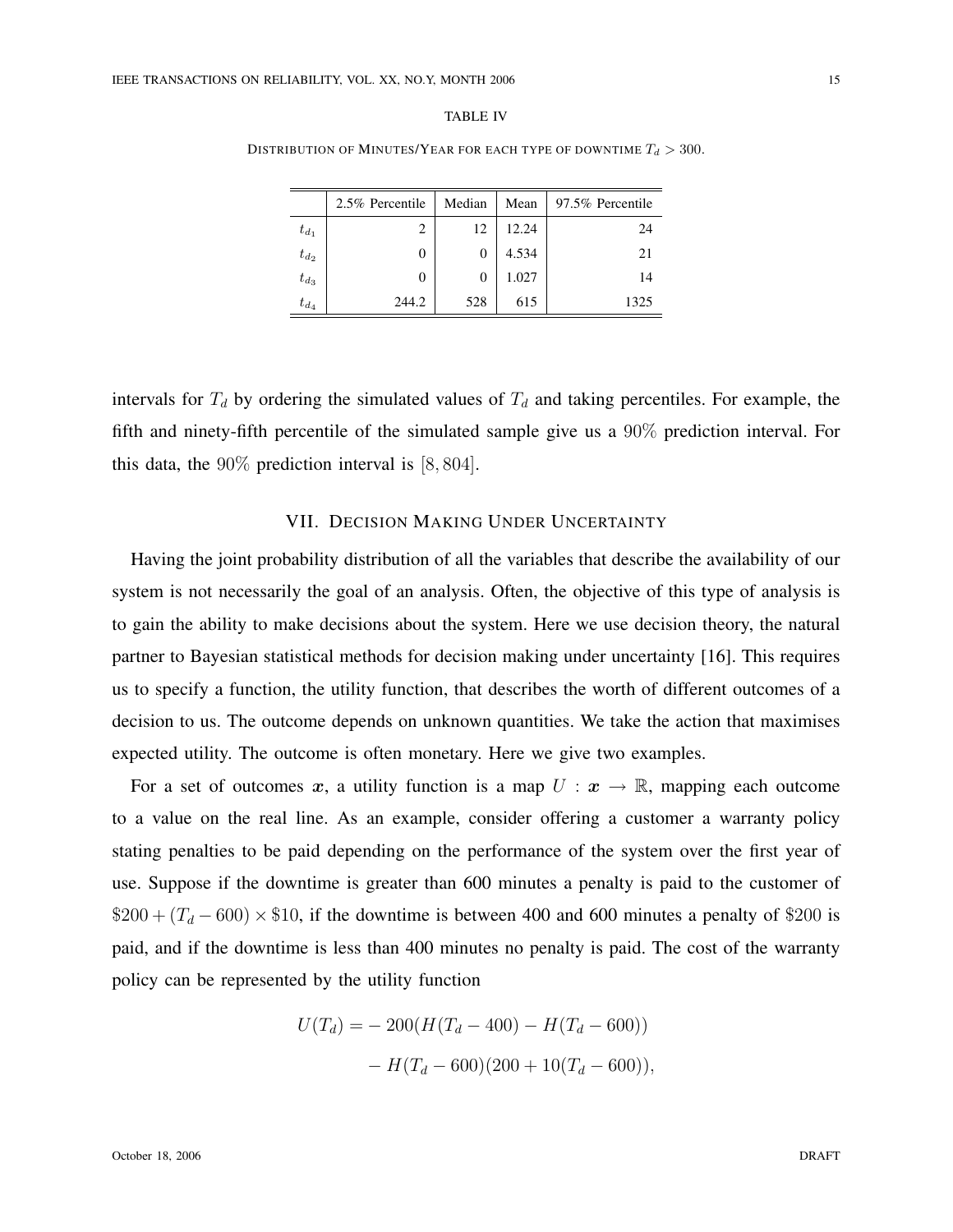TABLE IV

DISTRIBUTION OF MINUTES/YEAR FOR EACH TYPE OF DOWNTIME $T_d > 300$.

| | 2.5% Percentile | Median | Mean | 97.5% Percentile |
|---|---|---|---|---|
| $t_{d_1}$ | 2 | 12 | 12.24 | 24 |
| $t_{d_2}$ | 0 | 0 | 4.534 | 21 |
| $t_{d_3}$ | 0 | 0 | 1.027 | 14 |
| $t_{d_4}$ | 244.2 | 528 | 615 | 1325 |

intervals for $T_d$ by ordering the simulated values of $T_d$ and taking percentiles. For example, the fifth and ninety-fifth percentile of the simulated sample give us a $90\%$ prediction interval. For this data, the $90\%$ prediction interval is $[8, 804]$.

## VII. DECISION MAKING UNDER UNCERTAINTY

Having the joint probability distribution of all the variables that describe the availability of our system is not necessarily the goal of an analysis. Often, the objective of this type of analysis is to gain the ability to make decisions about the system. Here we use decision theory, the natural partner to Bayesian statistical methods for decision making under uncertainty [16]. This requires us to specify a function, the utility function, that describes the worth of different outcomes of a decision to us. The outcome depends on unknown quantities. We take the action that maximises expected utility. The outcome is often monetary. Here we give two examples.

For a set of outcomes $\boldsymbol{x}$, a utility function is a map $U : \boldsymbol{x} \rightarrow \mathbb{R}$, mapping each outcome to a value on the real line. As an example, consider offering a customer a warranty policy stating penalties to be paid depending on the performance of the system over the first year of use. Suppose if the downtime is greater than 600 minutes a penalty is paid to the customer of $\$200 + (T_d - 600) \times \$10$, if the downtime is between 400 and 600 minutes a penalty of $\$200$ is paid, and if the downtime is less than 400 minutes no penalty is paid. The cost of the warranty policy can be represented by the utility function

$$
\begin{aligned}
U(T_d) = & -200(H(T_d - 400) - H(T_d - 600)) \\
& - H(T_d - 600)(200 + 10(T_d - 600)),
\end{aligned}
$$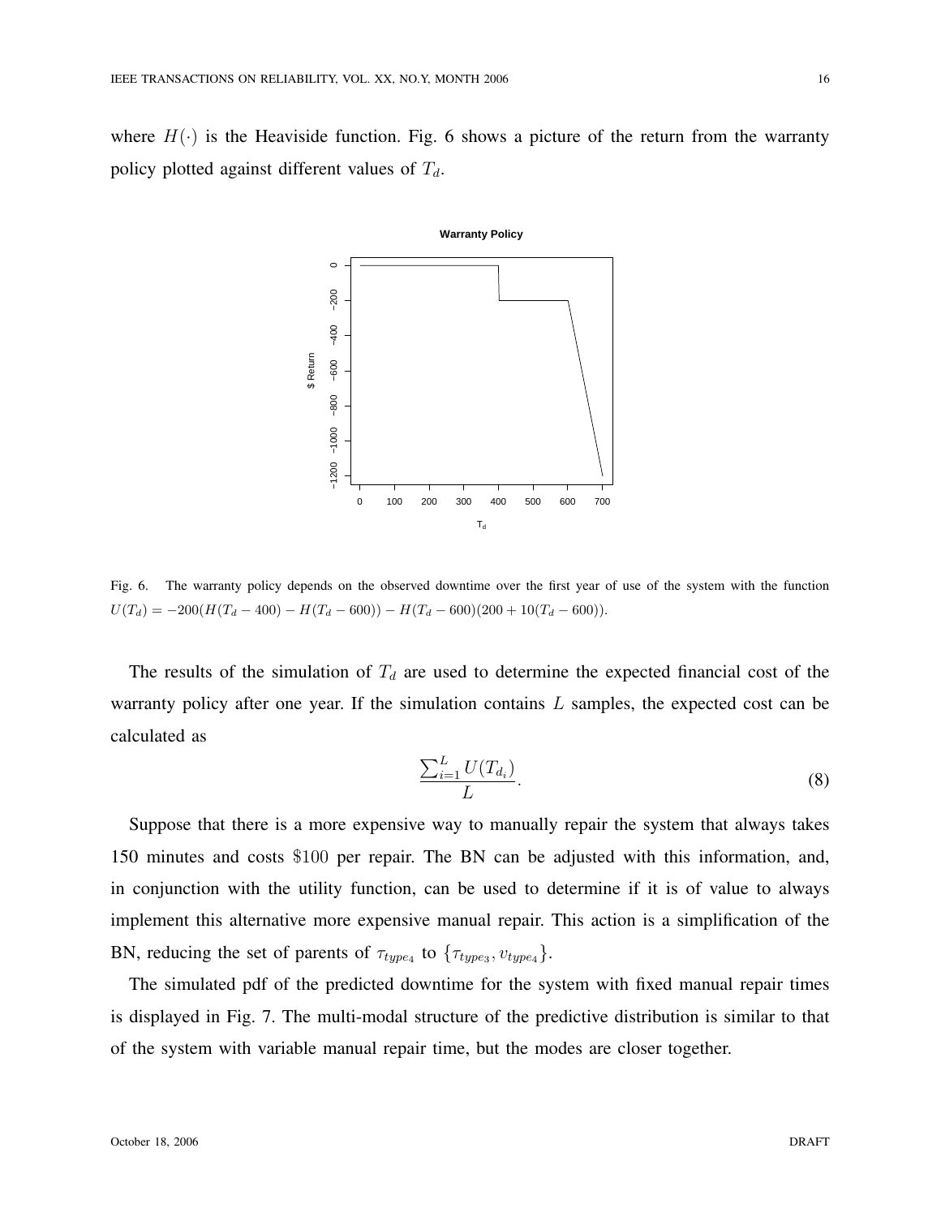where $H(\cdot)$ is the Heaviside function. Fig. 6 shows a picture of the return from the warranty policy plotted against different values of $T_d$.

Fig. 6. The warranty policy depends on the observed downtime over the first year of use of the system with the function $U(T_d) = -200(H(T_d - 400) - H(T_d - 600)) - H(T_d - 600)(200 + 10(T_d - 600))$.

The results of the simulation of $T_d$ are used to determine the expected financial cost of the warranty policy after one year. If the simulation contains $L$ samples, the expected cost can be calculated as

$$\frac{\sum_{i=1}^{L} U(T_{d_i})}{L}. \tag{8}$$

Suppose that there is a more expensive way to manually repair the system that always takes 150 minutes and costs \$100 per repair. The BN can be adjusted with this information, and, in conjunction with the utility function, can be used to determine if it is of value to always implement this alternative more expensive manual repair. This action is a simplification of the BN, reducing the set of parents of $\tau_{type_4}$ to $\{\tau_{type_3}, \upsilon_{type_4}\}$.

The simulated pdf of the predicted downtime for the system with fixed manual repair times is displayed in Fig. 7. The multi-modal structure of the predictive distribution is similar to that of the system with variable manual repair time, but the modes are closer together.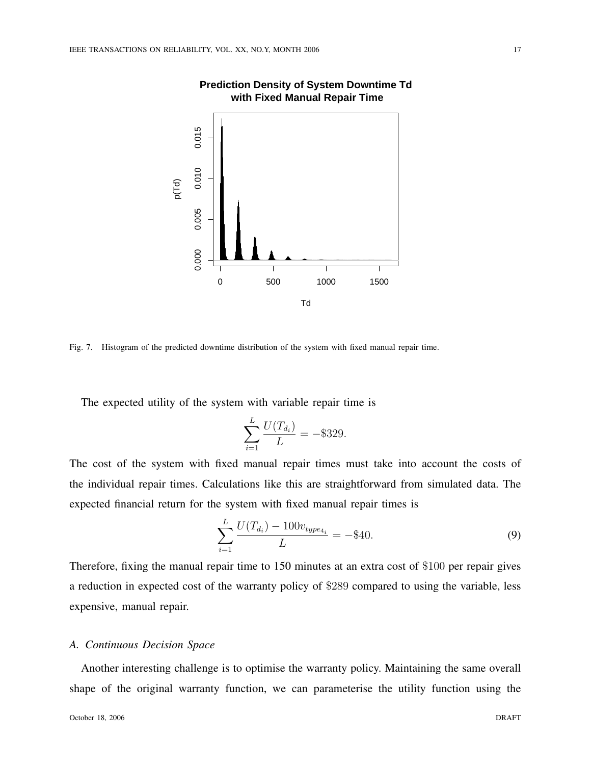Fig. 7. Histogram of the predicted downtime distribution of the system with fixed manual repair time.

The expected utility of the system with variable repair time is

$$\sum_{i=1}^{L} \frac{U(T_{d_i})}{L} = -\$329.$$

The cost of the system with fixed manual repair times must take into account the costs of the individual repair times. Calculations like this are straightforward from simulated data. The expected financial return for the system with fixed manual repair times is

$$\sum_{i=1}^{L} \frac{U(T_{d_i}) - 100 v_{type_{4_i}}}{L} = -\$40. \tag{9}$$

Therefore, fixing the manual repair time to 150 minutes at an extra cost of $\$100$ per repair gives a reduction in expected cost of the warranty policy of $\$289$ compared to using the variable, less expensive, manual repair.

### A. Continuous Decision Space

Another interesting challenge is to optimise the warranty policy. Maintaining the same overall shape of the original warranty function, we can parameterise the utility function using the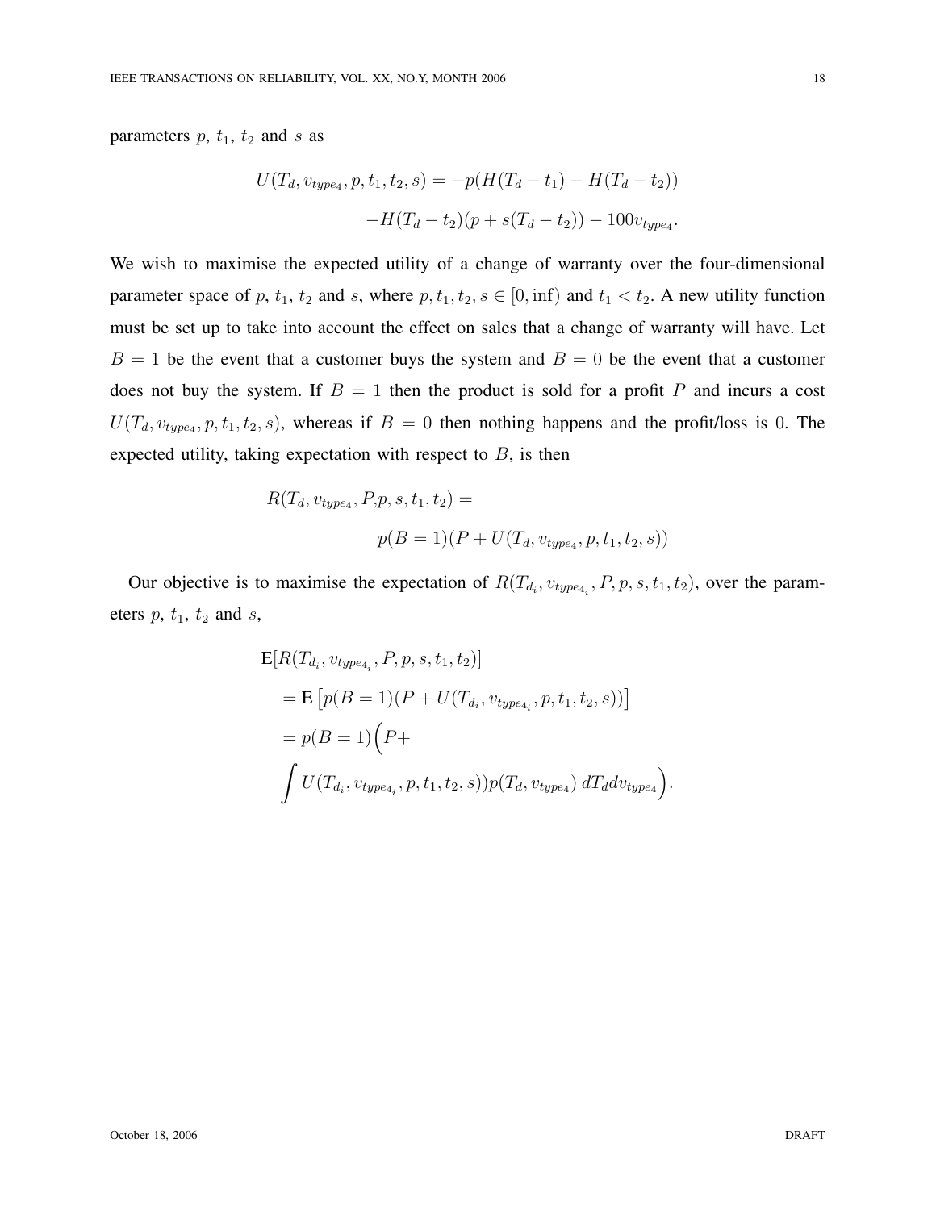parameters $p$, $t_1$, $t_2$ and $s$ as

$$U(T_d, v_{type_4}, p, t_1, t_2, s) = -p(H(T_d - t_1) - H(T_d - t_2))$$
$$-H(T_d - t_2)(p + s(T_d - t_2)) - 100v_{type_4}.$$

We wish to maximise the expected utility of a change of warranty over the four-dimensional parameter space of $p$, $t_1$, $t_2$ and $s$, where $p, t_1, t_2, s \in [0, \inf)$ and $t_1 < t_2$. A new utility function must be set up to take into account the effect on sales that a change of warranty will have. Let $B = 1$ be the event that a customer buys the system and $B = 0$ be the event that a customer does not buy the system. If $B = 1$ then the product is sold for a profit $P$ and incurs a cost $U(T_d, v_{type_4}, p, t_1, t_2, s)$, whereas if $B = 0$ then nothing happens and the profit/loss is $0$. The expected utility, taking expectation with respect to $B$, is then

$$R(T_d, v_{type_4}, P, p, s, t_1, t_2) =$$
$$p(B = 1)(P + U(T_d, v_{type_4}, p, t_1, t_2, s))$$

Our objective is to maximise the expectation of $R(T_{d_i}, v_{type4_i}, P, p, s, t_1, t_2)$, over the parameters $p$, $t_1$, $t_2$ and $s$,

$$\begin{aligned}
&\mathrm{E}[R(T_{d_i}, v_{type4_i}, P, p, s, t_1, t_2)] \\
&= \mathrm{E}\left[p(B = 1)(P + U(T_{d_i}, v_{type4_i}, p, t_1, t_2, s))\right] \\
&= p(B = 1)\Big(P + \\
&\int U(T_{d_i}, v_{type4_i}, p, t_1, t_2, s))p(T_d, v_{type_4})\, dT_d dv_{type_4}\Big).
\end{aligned}$$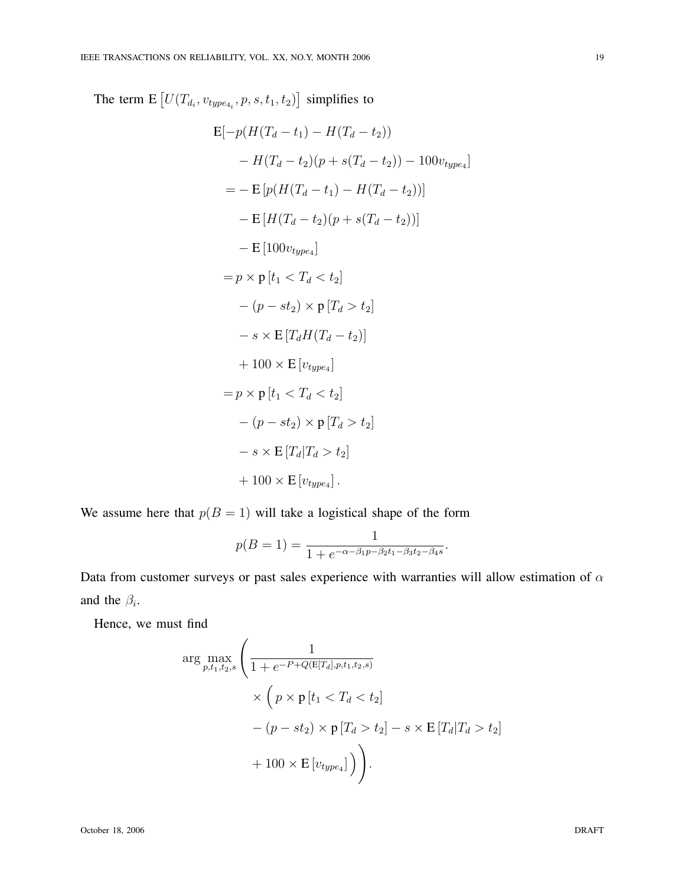The term $\mathrm{E}\left[U(T_{d_i}, v_{type_{4_i}}, p, s, t_1, t_2)\right]$ simplifies to

$$
\begin{aligned}
&\mathrm{E}[-p(H(T_d - t_1) - H(T_d - t_2)) \\
&\quad - H(T_d - t_2)(p + s(T_d - t_2)) - 100 v_{type_4}] \\
&= -\mathrm{E}\left[p(H(T_d - t_1) - H(T_d - t_2))\right] \\
&\quad - \mathrm{E}\left[H(T_d - t_2)(p + s(T_d - t_2))\right] \\
&\quad - \mathrm{E}\left[100 v_{type_4}\right] \\
&= p \times \mathrm{p}\left[t_1 < T_d < t_2\right] \\
&\quad - (p - s t_2) \times \mathrm{p}\left[T_d > t_2\right] \\
&\quad - s \times \mathrm{E}\left[T_d H(T_d - t_2)\right] \\
&\quad + 100 \times \mathrm{E}\left[v_{type_4}\right] \\
&= p \times \mathrm{p}\left[t_1 < T_d < t_2\right] \\
&\quad - (p - s t_2) \times \mathrm{p}\left[T_d > t_2\right] \\
&\quad - s \times \mathrm{E}\left[T_d | T_d > t_2\right] \\
&\quad + 100 \times \mathrm{E}\left[v_{type_4}\right].
\end{aligned}
$$

We assume here that $p(B = 1)$ will take a logistical shape of the form

$$
p(B = 1) = \frac{1}{1 + e^{-\alpha - \beta_1 p - \beta_2 t_1 - \beta_3 t_2 - \beta_4 s}}.
$$

Data from customer surveys or past sales experience with warranties will allow estimation of $\alpha$ and the $\beta_i$.

Hence, we must find

$$
\begin{aligned}
\arg\max_{p, t_1, t_2, s} \Bigg( &\frac{1}{1 + e^{-P + Q(\mathrm{E}[T_d], p, t_1, t_2, s)}} \\
&\times \Big( p \times \mathrm{p}\left[t_1 < T_d < t_2\right] \\
&- (p - s t_2) \times \mathrm{p}\left[T_d > t_2\right] - s \times \mathrm{E}\left[T_d | T_d > t_2\right] \\
&+ 100 \times \mathrm{E}\left[v_{type_4}\right] \Big) \Bigg).
\end{aligned}
$$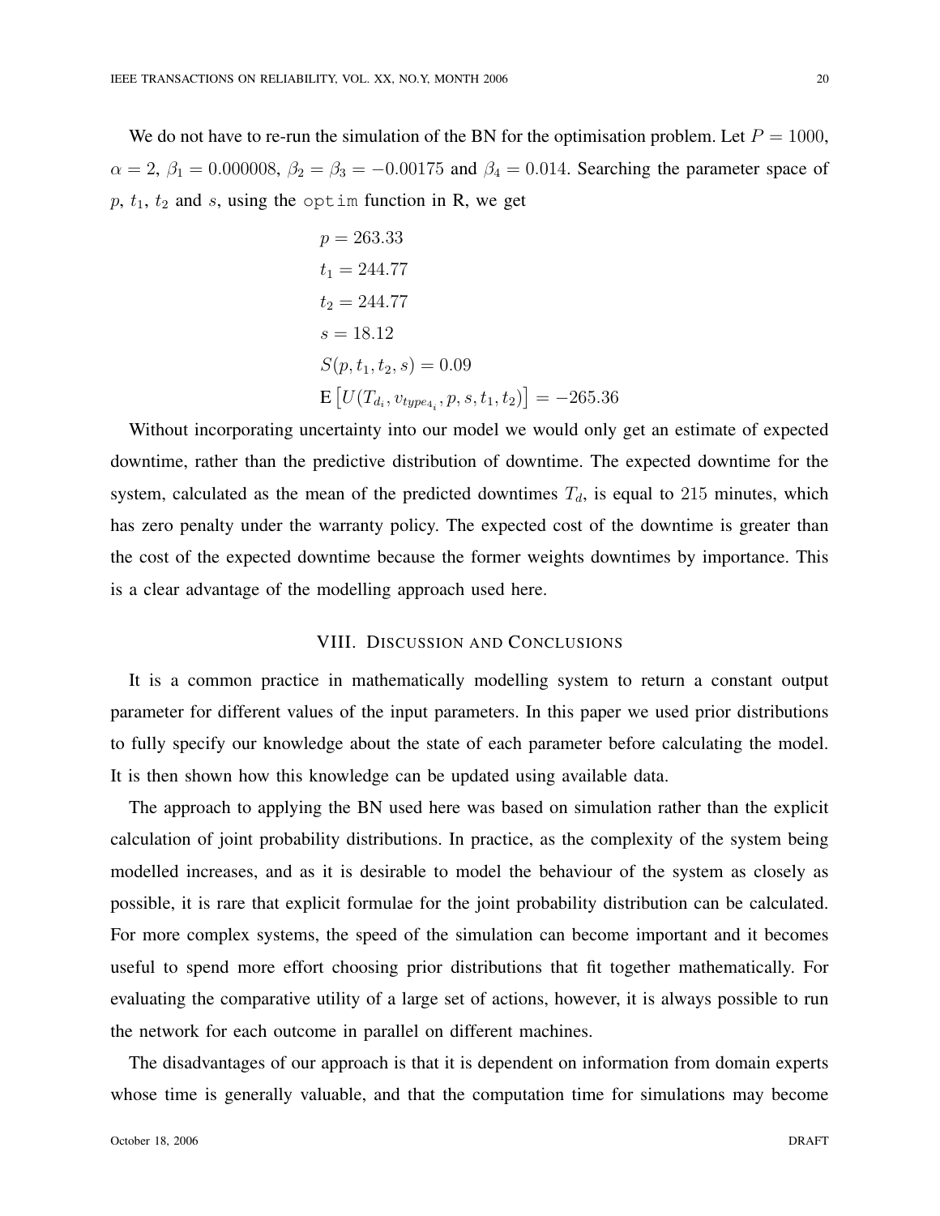We do not have to re-run the simulation of the BN for the optimisation problem. Let $P = 1000$, $\alpha = 2$, $\beta_1 = 0.000008$, $\beta_2 = \beta_3 = -0.00175$ and $\beta_4 = 0.014$. Searching the parameter space of $p$, $t_1$, $t_2$ and $s$, using the `optim` function in R, we get

$$
\begin{aligned}
p &= 263.33 \\
t_1 &= 244.77 \\
t_2 &= 244.77 \\
s &= 18.12 \\
S(p, t_1, t_2, s) &= 0.09 \\
\mathrm{E}\left[U(T_{d_i}, v_{type_{4_i}}, p, s, t_1, t_2)\right] &= -265.36
\end{aligned}
$$

Without incorporating uncertainty into our model we would only get an estimate of expected downtime, rather than the predictive distribution of downtime. The expected downtime for the system, calculated as the mean of the predicted downtimes $T_d$, is equal to 215 minutes, which has zero penalty under the warranty policy. The expected cost of the downtime is greater than the cost of the expected downtime because the former weights downtimes by importance. This is a clear advantage of the modelling approach used here.

## VIII. Discussion and Conclusions

It is a common practice in mathematically modelling system to return a constant output parameter for different values of the input parameters. In this paper we used prior distributions to fully specify our knowledge about the state of each parameter before calculating the model. It is then shown how this knowledge can be updated using available data.

The approach to applying the BN used here was based on simulation rather than the explicit calculation of joint probability distributions. In practice, as the complexity of the system being modelled increases, and as it is desirable to model the behaviour of the system as closely as possible, it is rare that explicit formulae for the joint probability distribution can be calculated. For more complex systems, the speed of the simulation can become important and it becomes useful to spend more effort choosing prior distributions that fit together mathematically. For evaluating the comparative utility of a large set of actions, however, it is always possible to run the network for each outcome in parallel on different machines.

The disadvantages of our approach is that it is dependent on information from domain experts whose time is generally valuable, and that the computation time for simulations may become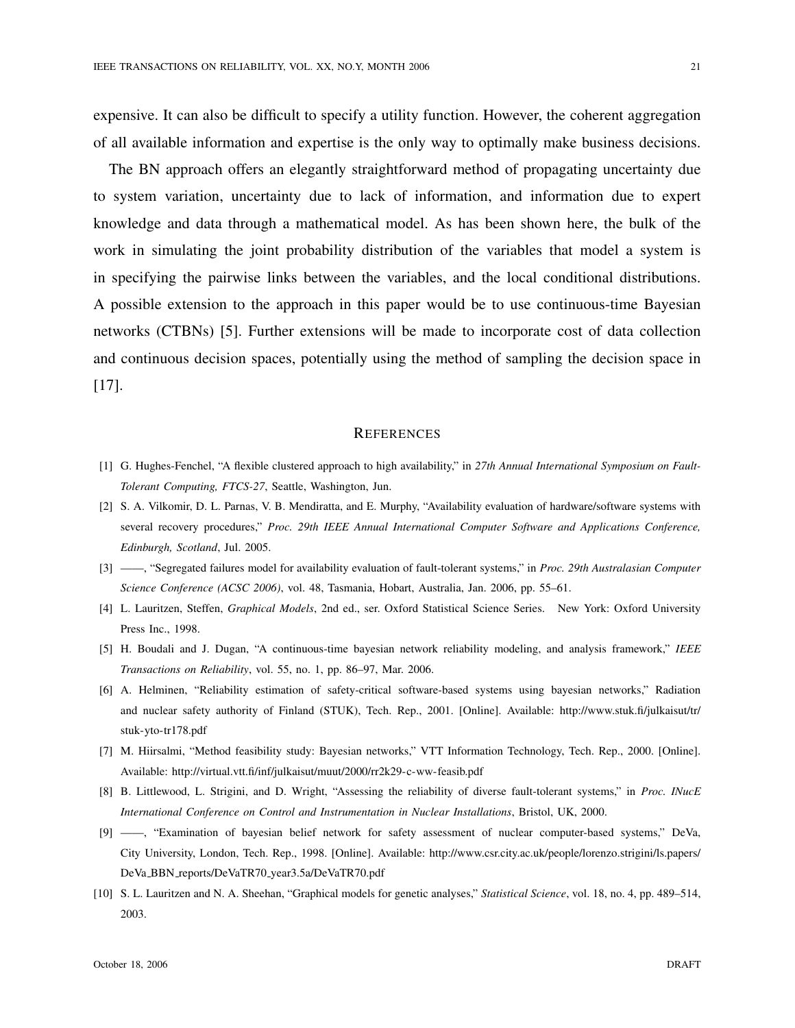expensive. It can also be difficult to specify a utility function. However, the coherent aggregation of all available information and expertise is the only way to optimally make business decisions.

The BN approach offers an elegantly straightforward method of propagating uncertainty due to system variation, uncertainty due to lack of information, and information due to expert knowledge and data through a mathematical model. As has been shown here, the bulk of the work in simulating the joint probability distribution of the variables that model a system is in specifying the pairwise links between the variables, and the local conditional distributions. A possible extension to the approach in this paper would be to use continuous-time Bayesian networks (CTBNs) [5]. Further extensions will be made to incorporate cost of data collection and continuous decision spaces, potentially using the method of sampling the decision space in [17].

## References

[1] G. Hughes-Fenchel, "A flexible clustered approach to high availability," in *27th Annual International Symposium on Fault-Tolerant Computing, FTCS-27*, Seattle, Washington, Jun.

[2] S. A. Vilkomir, D. L. Parnas, V. B. Mendiratta, and E. Murphy, "Availability evaluation of hardware/software systems with several recovery procedures," *Proc. 29th IEEE Annual International Computer Software and Applications Conference, Edinburgh, Scotland*, Jul. 2005.

[3] ——, "Segregated failures model for availability evaluation of fault-tolerant systems," in *Proc. 29th Australasian Computer Science Conference (ACSC 2006)*, vol. 48, Tasmania, Hobart, Australia, Jan. 2006, pp. 55–61.

[4] L. Lauritzen, Steffen, *Graphical Models*, 2nd ed., ser. Oxford Statistical Science Series. New York: Oxford University Press Inc., 1998.

[5] H. Boudali and J. Dugan, "A continuous-time bayesian network reliability modeling, and analysis framework," *IEEE Transactions on Reliability*, vol. 55, no. 1, pp. 86–97, Mar. 2006.

[6] A. Helminen, "Reliability estimation of safety-critical software-based systems using bayesian networks," Radiation and nuclear safety authority of Finland (STUK), Tech. Rep., 2001. [Online]. Available: http://www.stuk.fi/julkaisut/tr/stuk-yto-tr178.pdf

[7] M. Hiirsalmi, "Method feasibility study: Bayesian networks," VTT Information Technology, Tech. Rep., 2000. [Online]. Available: http://virtual.vtt.fi/inf/julkaisut/muut/2000/rr2k29-c-ww-feasib.pdf

[8] B. Littlewood, L. Strigini, and D. Wright, "Assessing the reliability of diverse fault-tolerant systems," in *Proc. INucE International Conference on Control and Instrumentation in Nuclear Installations*, Bristol, UK, 2000.

[9] ——, "Examination of bayesian belief network for safety assessment of nuclear computer-based systems," DeVa, City University, London, Tech. Rep., 1998. [Online]. Available: http://www.csr.city.ac.uk/people/lorenzo.strigini/ls.papers/DeVa_BBN_reports/DeVaTR70_year3.5a/DeVaTR70.pdf

[10] S. L. Lauritzen and N. A. Sheehan, "Graphical models for genetic analyses," *Statistical Science*, vol. 18, no. 4, pp. 489–514, 2003.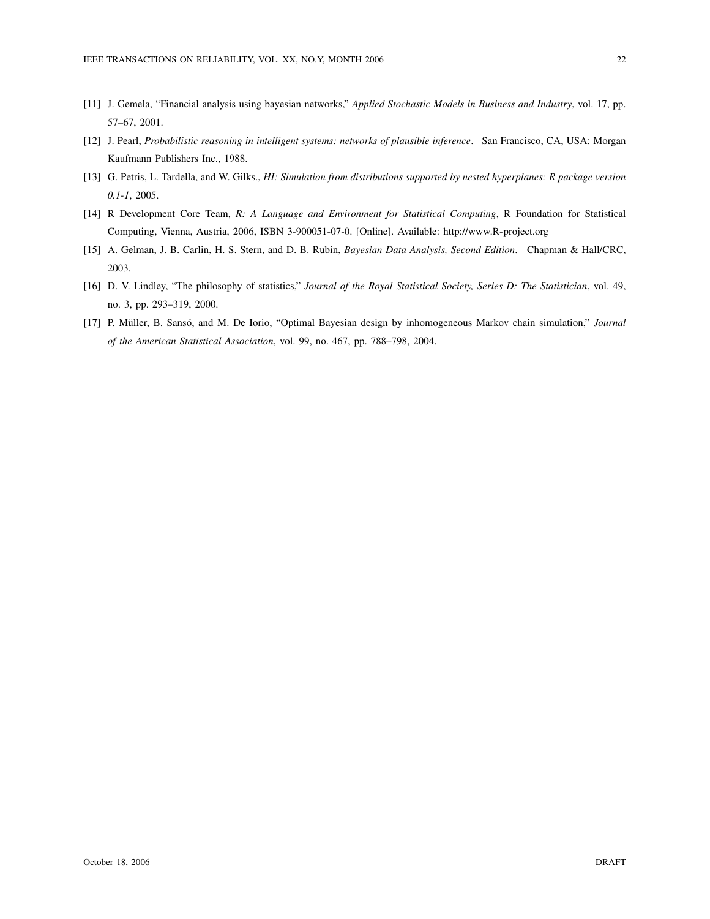[11] J. Gemela, “Financial analysis using bayesian networks,” *Applied Stochastic Models in Business and Industry*, vol. 17, pp. 57–67, 2001.

[12] J. Pearl, *Probabilistic reasoning in intelligent systems: networks of plausible inference*. San Francisco, CA, USA: Morgan Kaufmann Publishers Inc., 1988.

[13] G. Petris, L. Tardella, and W. Gilks., *HI: Simulation from distributions supported by nested hyperplanes: R package version 0.1-1*, 2005.

[14] R Development Core Team, *R: A Language and Environment for Statistical Computing*, R Foundation for Statistical Computing, Vienna, Austria, 2006, ISBN 3-900051-07-0. [Online]. Available: http://www.R-project.org

[15] A. Gelman, J. B. Carlin, H. S. Stern, and D. B. Rubin, *Bayesian Data Analysis, Second Edition*. Chapman & Hall/CRC, 2003.

[16] D. V. Lindley, “The philosophy of statistics,” *Journal of the Royal Statistical Society, Series D: The Statistician*, vol. 49, no. 3, pp. 293–319, 2000.

[17] P. Müller, B. Sansó, and M. De Iorio, “Optimal Bayesian design by inhomogeneous Markov chain simulation,” *Journal of the American Statistical Association*, vol. 99, no. 467, pp. 788–798, 2004.